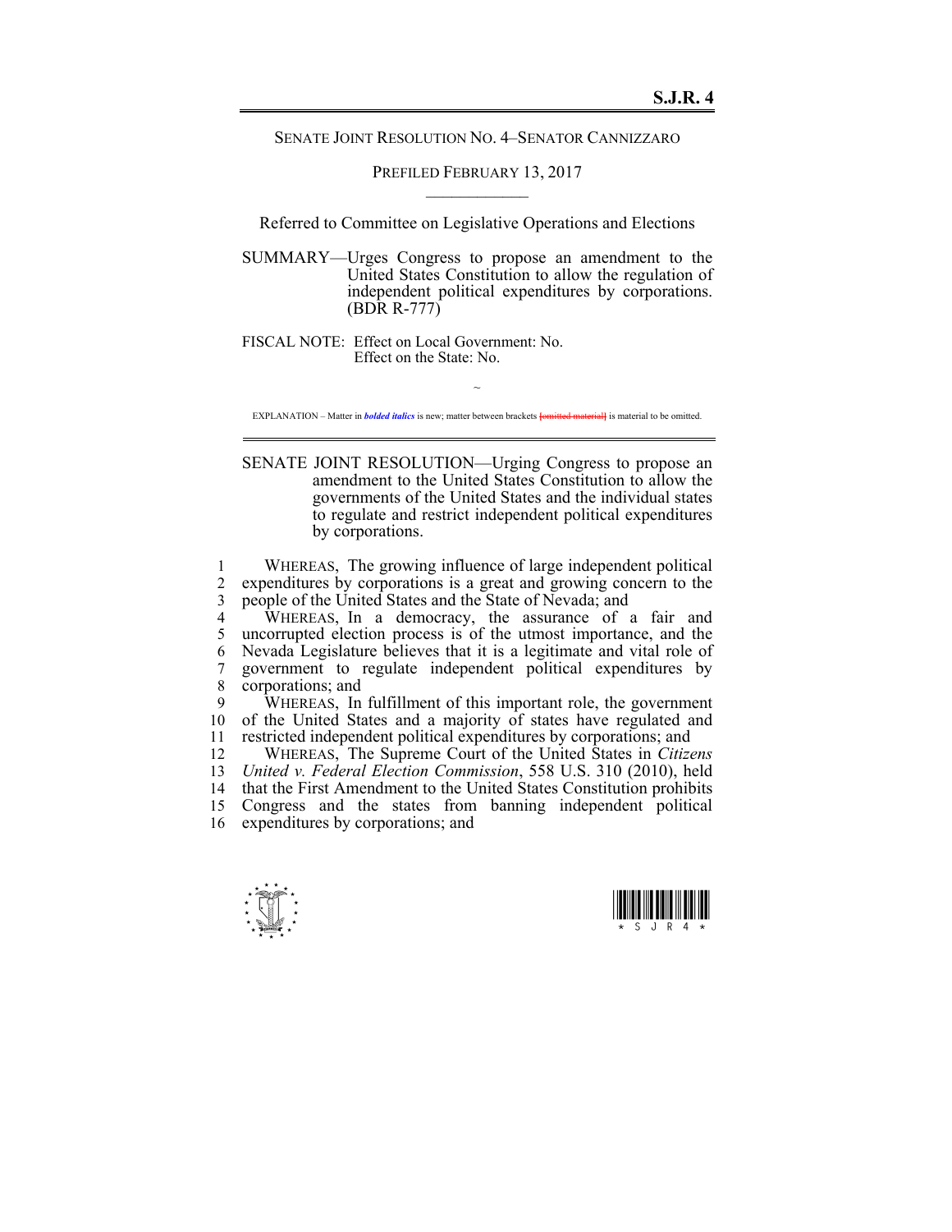**S.J.R. 4**

SENATE JOINT RESOLUTION NO. 4–SENATOR CANNIZZARO

PREFILED FEBRUARY 13, 2017

Referred to Committee on Legislative Operations and Elections

SUMMARY—Urges Congress to propose an amendment to the United States Constitution to allow the regulation of independent political expenditures by corporations. (BDR R-777)

FISCAL NOTE: Effect on Local Government: No.
Effect on the State: No.

~

EXPLANATION – Matter in ***bolded italics*** is new; matter between brackets [~~omitted material~~] is material to be omitted.

SENATE JOINT RESOLUTION—Urging Congress to propose an amendment to the United States Constitution to allow the governments of the United States and the individual states to regulate and restrict independent political expenditures by corporations.

1 WHEREAS, The growing influence of large independent political
2 expenditures by corporations is a great and growing concern to the
3 people of the United States and the State of Nevada; and
4 WHEREAS, In a democracy, the assurance of a fair and
5 uncorrupted election process is of the utmost importance, and the
6 Nevada Legislature believes that it is a legitimate and vital role of
7 government to regulate independent political expenditures by
8 corporations; and
9 WHEREAS, In fulfillment of this important role, the government
10 of the United States and a majority of states have regulated and
11 restricted independent political expenditures by corporations; and
12 WHEREAS, The Supreme Court of the United States in *Citizens*
13 *United v. Federal Election Commission*, 558 U.S. 310 (2010), held
14 that the First Amendment to the United States Constitution prohibits
15 Congress and the states from banning independent political
16 expenditures by corporations; and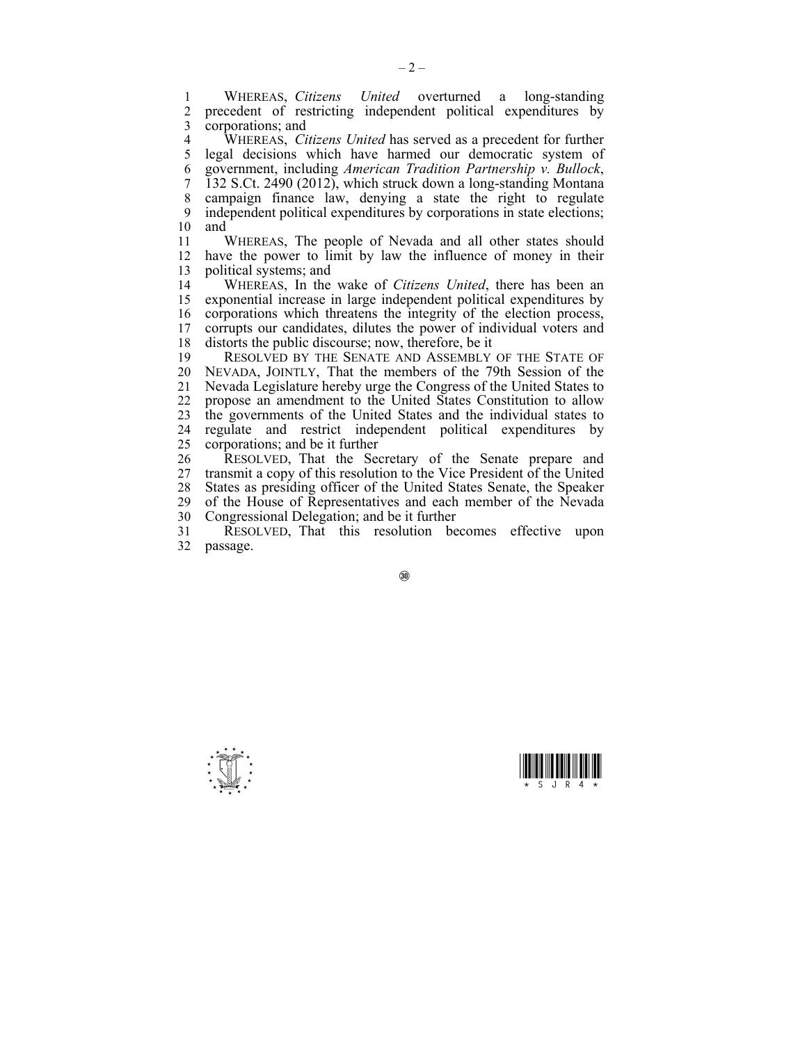WHEREAS, *Citizens United* overturned a long-standing precedent of restricting independent political expenditures by corporations; and

WHEREAS, *Citizens United* has served as a precedent for further legal decisions which have harmed our democratic system of government, including *American Tradition Partnership v. Bullock*, 132 S.Ct. 2490 (2012), which struck down a long-standing Montana campaign finance law, denying a state the right to regulate independent political expenditures by corporations in state elections; and

WHEREAS, The people of Nevada and all other states should have the power to limit by law the influence of money in their political systems; and

WHEREAS, In the wake of *Citizens United*, there has been an exponential increase in large independent political expenditures by corporations which threatens the integrity of the election process, corrupts our candidates, dilutes the power of individual voters and distorts the public discourse; now, therefore, be it

RESOLVED BY THE SENATE AND ASSEMBLY OF THE STATE OF NEVADA, JOINTLY, That the members of the 79th Session of the Nevada Legislature hereby urge the Congress of the United States to propose an amendment to the United States Constitution to allow the governments of the United States and the individual states to regulate and restrict independent political expenditures by corporations; and be it further

RESOLVED, That the Secretary of the Senate prepare and transmit a copy of this resolution to the Vice President of the United States as presiding officer of the United States Senate, the Speaker of the House of Representatives and each member of the Nevada Congressional Delegation; and be it further

RESOLVED, That this resolution becomes effective upon passage.

⑳

\* S J R 4 \*